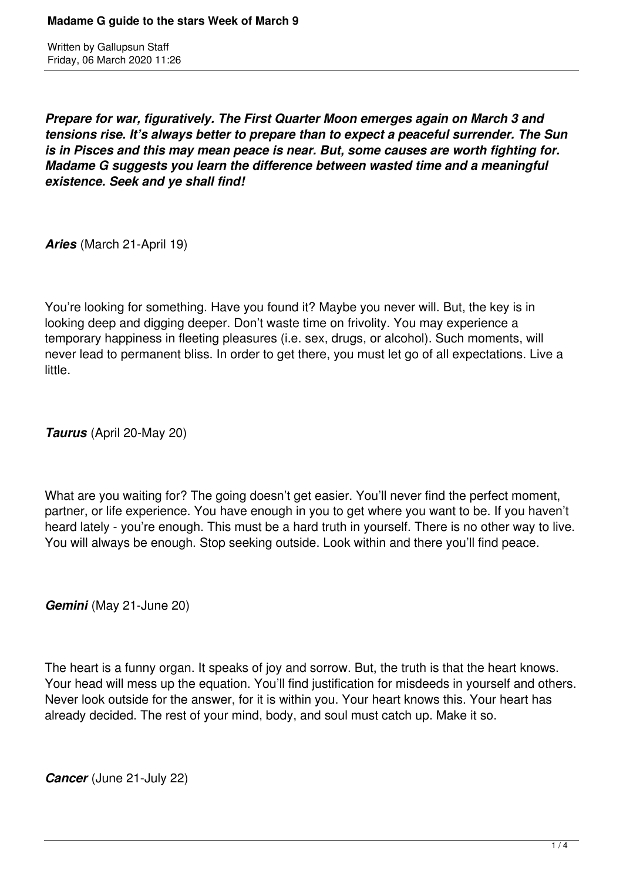# Madame G guide to the stars Week of March 9

Written by Gallupsun Staff
Friday, 06 March 2020 11:26

***Prepare for war, figuratively. The First Quarter Moon emerges again on March 3 and tensions rise. It's always better to prepare than to expect a peaceful surrender. The Sun is in Pisces and this may mean peace is near. But, some causes are worth fighting for. Madame G suggests you learn the difference between wasted time and a meaningful existence. Seek and ye shall find!***

***Aries*** (March 21-April 19)

You're looking for something. Have you found it? Maybe you never will. But, the key is in looking deep and digging deeper. Don't waste time on frivolity. You may experience a temporary happiness in fleeting pleasures (i.e. sex, drugs, or alcohol). Such moments, will never lead to permanent bliss. In order to get there, you must let go of all expectations. Live a little.

***Taurus*** (April 20-May 20)

What are you waiting for? The going doesn't get easier. You'll never find the perfect moment, partner, or life experience. You have enough in you to get where you want to be. If you haven't heard lately - you're enough. This must be a hard truth in yourself. There is no other way to live. You will always be enough. Stop seeking outside. Look within and there you'll find peace.

***Gemini*** (May 21-June 20)

The heart is a funny organ. It speaks of joy and sorrow. But, the truth is that the heart knows. Your head will mess up the equation. You'll find justification for misdeeds in yourself and others. Never look outside for the answer, for it is within you. Your heart knows this. Your heart has already decided. The rest of your mind, body, and soul must catch up. Make it so.

***Cancer*** (June 21-July 22)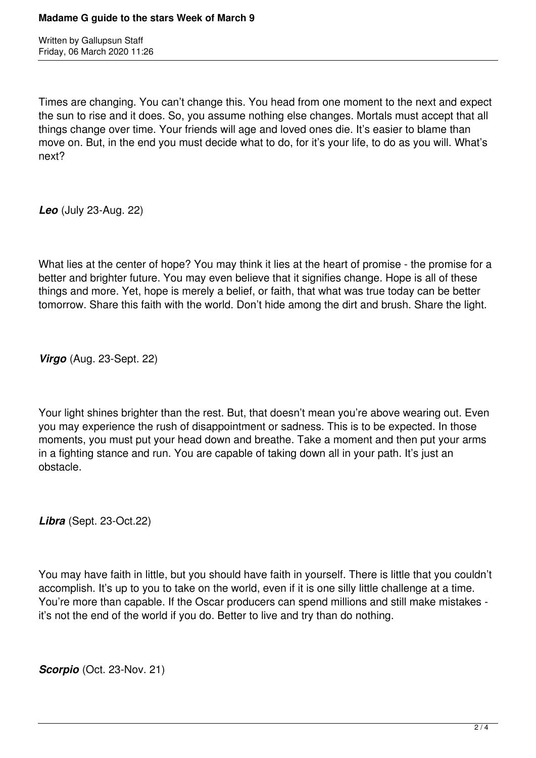Times are changing. You can't change this. You head from one moment to the next and expect the sun to rise and it does. So, you assume nothing else changes. Mortals must accept that all things change over time. Your friends will age and loved ones die. It's easier to blame than move on. But, in the end you must decide what to do, for it's your life, to do as you will. What's next?

***Leo*** (July 23-Aug. 22)

What lies at the center of hope? You may think it lies at the heart of promise - the promise for a better and brighter future. You may even believe that it signifies change. Hope is all of these things and more. Yet, hope is merely a belief, or faith, that what was true today can be better tomorrow. Share this faith with the world. Don't hide among the dirt and brush. Share the light.

***Virgo*** (Aug. 23-Sept. 22)

Your light shines brighter than the rest. But, that doesn't mean you're above wearing out. Even you may experience the rush of disappointment or sadness. This is to be expected. In those moments, you must put your head down and breathe. Take a moment and then put your arms in a fighting stance and run. You are capable of taking down all in your path. It's just an obstacle.

***Libra*** (Sept. 23-Oct.22)

You may have faith in little, but you should have faith in yourself. There is little that you couldn't accomplish. It's up to you to take on the world, even if it is one silly little challenge at a time. You're more than capable. If the Oscar producers can spend millions and still make mistakes - it's not the end of the world if you do. Better to live and try than do nothing.

***Scorpio*** (Oct. 23-Nov. 21)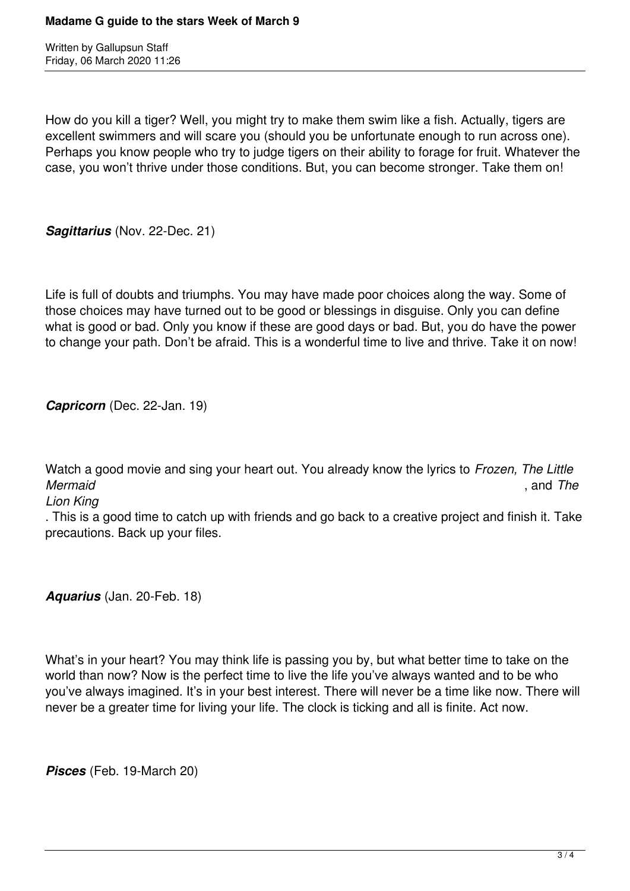How do you kill a tiger? Well, you might try to make them swim like a fish. Actually, tigers are excellent swimmers and will scare you (should you be unfortunate enough to run across one). Perhaps you know people who try to judge tigers on their ability to forage for fruit. Whatever the case, you won't thrive under those conditions. But, you can become stronger. Take them on!

***Sagittarius*** (Nov. 22-Dec. 21)

Life is full of doubts and triumphs. You may have made poor choices along the way. Some of those choices may have turned out to be good or blessings in disguise. Only you can define what is good or bad. Only you know if these are good days or bad. But, you do have the power to change your path. Don't be afraid. This is a wonderful time to live and thrive. Take it on now!

***Capricorn*** (Dec. 22-Jan. 19)

Watch a good movie and sing your heart out. You already know the lyrics to *Frozen, The Little Mermaid*, and *The Lion King*. This is a good time to catch up with friends and go back to a creative project and finish it. Take precautions. Back up your files.

***Aquarius*** (Jan. 20-Feb. 18)

What's in your heart? You may think life is passing you by, but what better time to take on the world than now? Now is the perfect time to live the life you've always wanted and to be who you've always imagined. It's in your best interest. There will never be a time like now. There will never be a greater time for living your life. The clock is ticking and all is finite. Act now.

***Pisces*** (Feb. 19-March 20)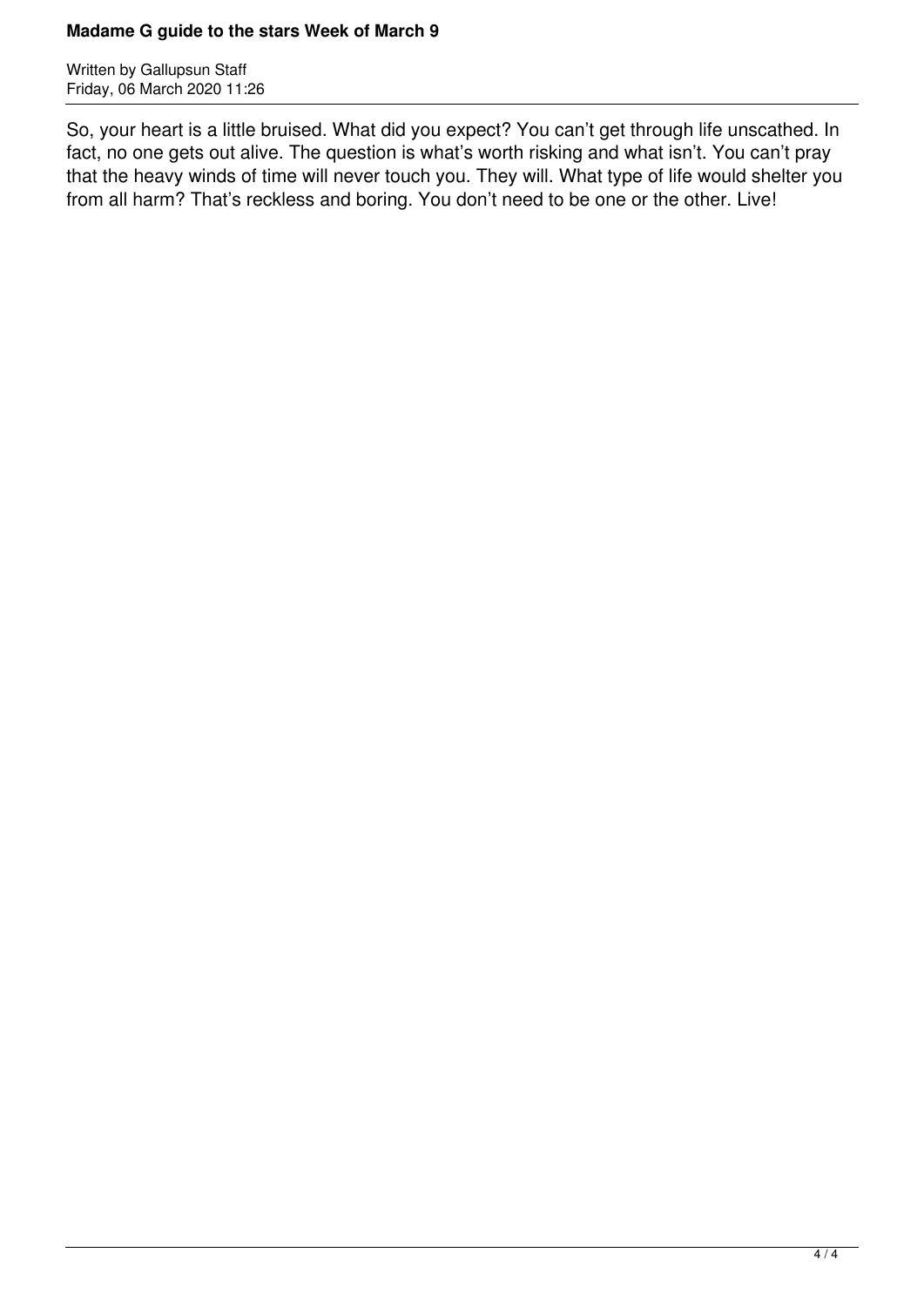So, your heart is a little bruised. What did you expect? You can't get through life unscathed. In fact, no one gets out alive. The question is what's worth risking and what isn't. You can't pray that the heavy winds of time will never touch you. They will. What type of life would shelter you from all harm? That's reckless and boring. You don't need to be one or the other. Live!